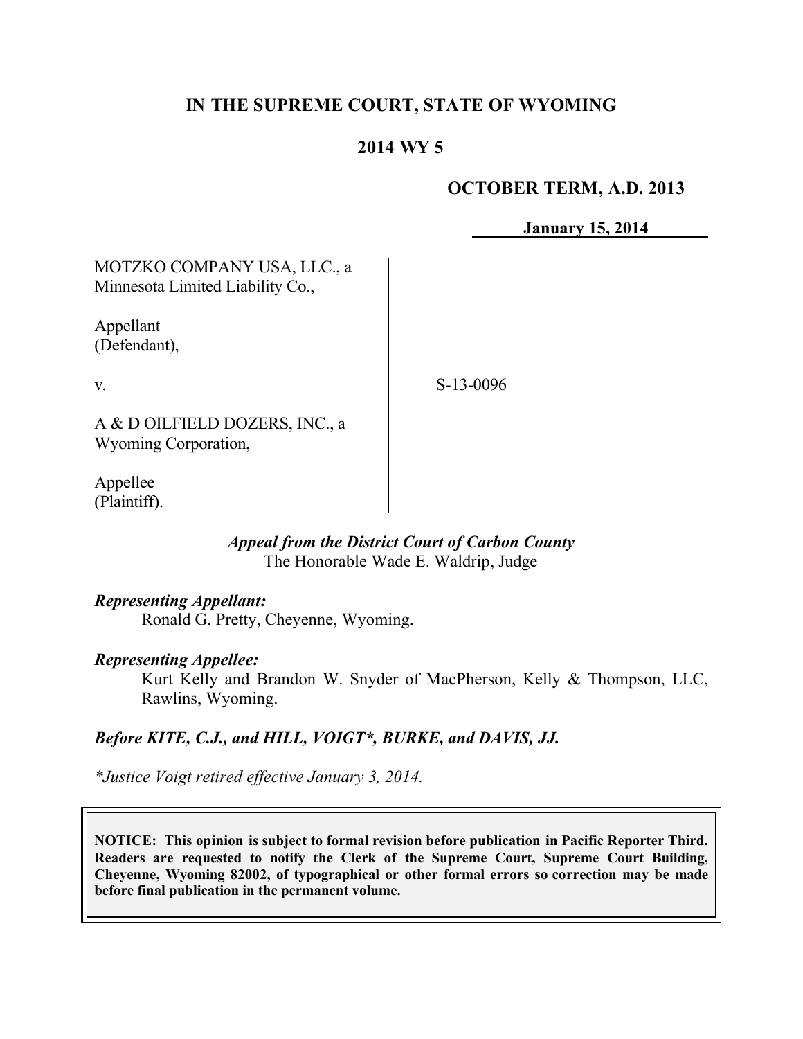# IN THE SUPREME COURT, STATE OF WYOMING

## 2014 WY 5

**OCTOBER TERM, A.D. 2013**

**January 15, 2014**

MOTZKO COMPANY USA, LLC., a Minnesota Limited Liability Co.,

Appellant (Defendant),

v.

A & D OILFIELD DOZERS, INC., a Wyoming Corporation,

Appellee (Plaintiff).

S-13-0096

*Appeal from the District Court of Carbon County*
The Honorable Wade E. Waldrip, Judge

***Representing Appellant:***
Ronald G. Pretty, Cheyenne, Wyoming.

***Representing Appellee:***
Kurt Kelly and Brandon W. Snyder of MacPherson, Kelly & Thompson, LLC, Rawlins, Wyoming.

***Before KITE, C.J., and HILL, VOIGT\*, BURKE, and DAVIS, JJ.***

*\*Justice Voigt retired effective January 3, 2014.*

**NOTICE: This opinion is subject to formal revision before publication in Pacific Reporter Third. Readers are requested to notify the Clerk of the Supreme Court, Supreme Court Building, Cheyenne, Wyoming 82002, of typographical or other formal errors so correction may be made before final publication in the permanent volume.**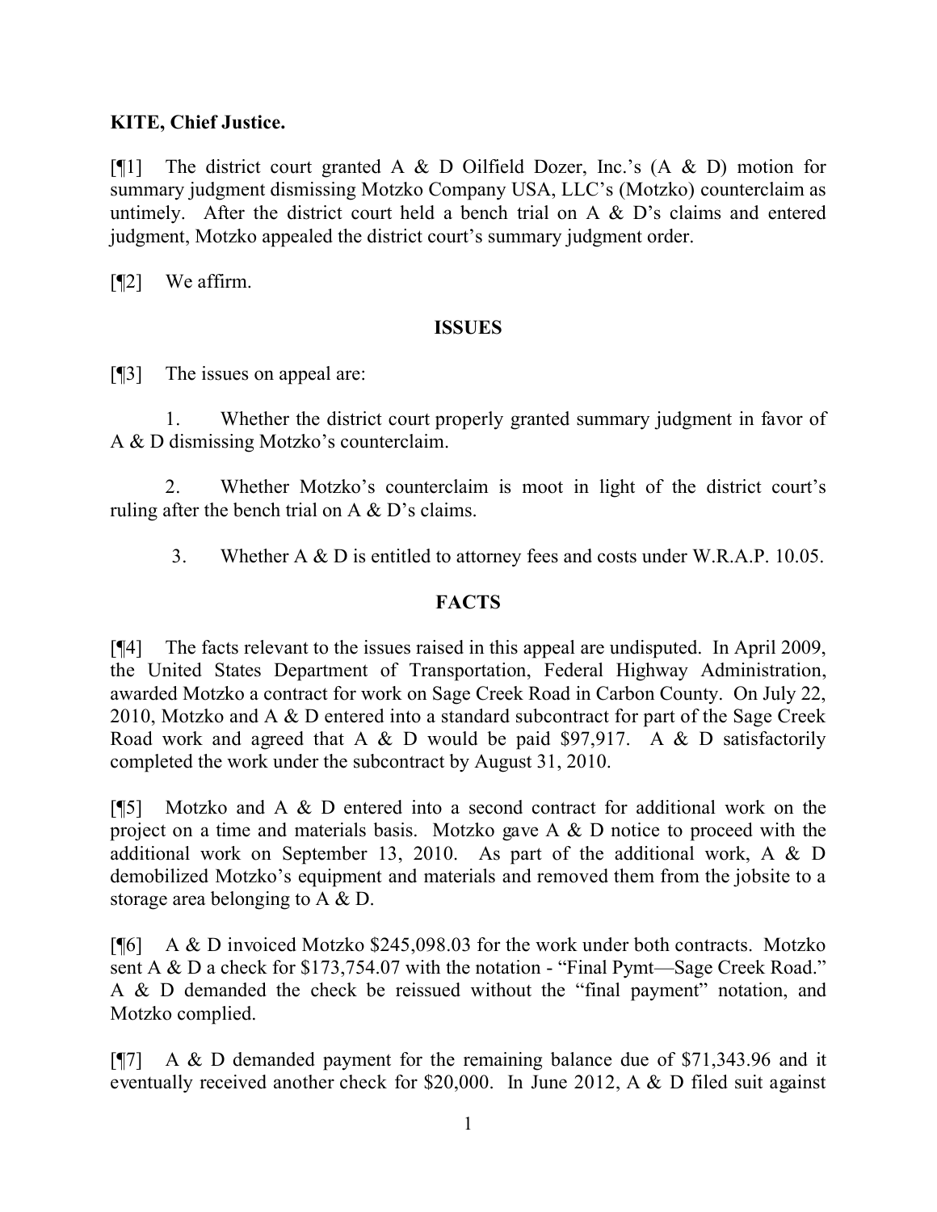**KITE, Chief Justice.**

[¶1] The district court granted A & D Oilfield Dozer, Inc.'s (A & D) motion for summary judgment dismissing Motzko Company USA, LLC's (Motzko) counterclaim as untimely. After the district court held a bench trial on A & D's claims and entered judgment, Motzko appealed the district court's summary judgment order.

[¶2] We affirm.

## ISSUES

[¶3] The issues on appeal are:

1. Whether the district court properly granted summary judgment in favor of A & D dismissing Motzko's counterclaim.

2. Whether Motzko's counterclaim is moot in light of the district court's ruling after the bench trial on A & D's claims.

3. Whether A & D is entitled to attorney fees and costs under W.R.A.P. 10.05.

## FACTS

[¶4] The facts relevant to the issues raised in this appeal are undisputed. In April 2009, the United States Department of Transportation, Federal Highway Administration, awarded Motzko a contract for work on Sage Creek Road in Carbon County. On July 22, 2010, Motzko and A & D entered into a standard subcontract for part of the Sage Creek Road work and agreed that A & D would be paid $97,917. A & D satisfactorily completed the work under the subcontract by August 31, 2010.

[¶5] Motzko and A & D entered into a second contract for additional work on the project on a time and materials basis. Motzko gave A & D notice to proceed with the additional work on September 13, 2010. As part of the additional work, A & D demobilized Motzko's equipment and materials and removed them from the jobsite to a storage area belonging to A & D.

[¶6] A & D invoiced Motzko $245,098.03 for the work under both contracts. Motzko sent A & D a check for $173,754.07 with the notation - "Final Pymt—Sage Creek Road." A & D demanded the check be reissued without the "final payment" notation, and Motzko complied.

[¶7] A & D demanded payment for the remaining balance due of $71,343.96 and it eventually received another check for $20,000. In June 2012, A & D filed suit against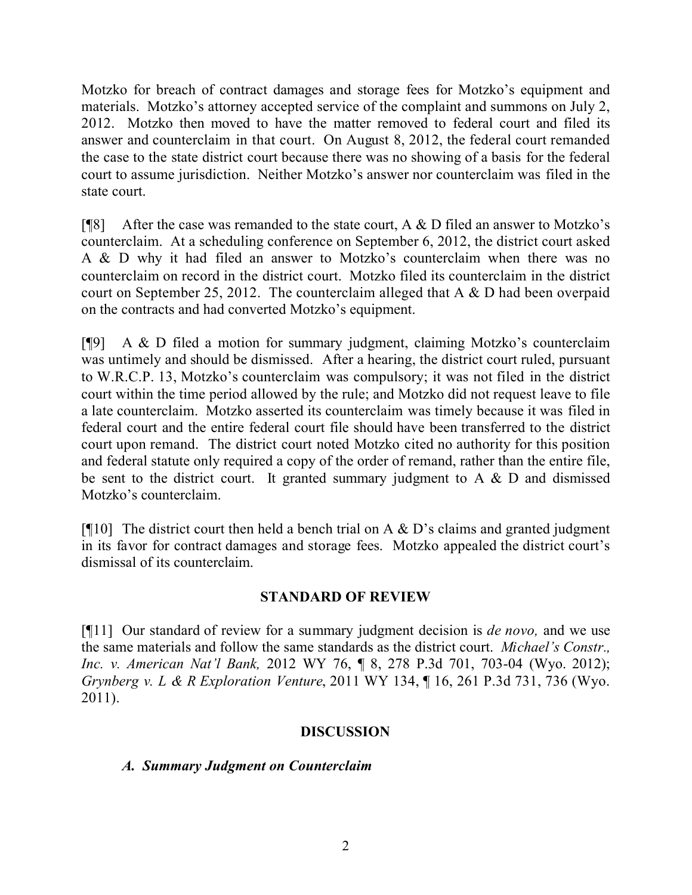Motzko for breach of contract damages and storage fees for Motzko's equipment and materials. Motzko's attorney accepted service of the complaint and summons on July 2, 2012. Motzko then moved to have the matter removed to federal court and filed its answer and counterclaim in that court. On August 8, 2012, the federal court remanded the case to the state district court because there was no showing of a basis for the federal court to assume jurisdiction. Neither Motzko's answer nor counterclaim was filed in the state court.

[¶8] After the case was remanded to the state court, A & D filed an answer to Motzko's counterclaim. At a scheduling conference on September 6, 2012, the district court asked A & D why it had filed an answer to Motzko's counterclaim when there was no counterclaim on record in the district court. Motzko filed its counterclaim in the district court on September 25, 2012. The counterclaim alleged that A & D had been overpaid on the contracts and had converted Motzko's equipment.

[¶9] A & D filed a motion for summary judgment, claiming Motzko's counterclaim was untimely and should be dismissed. After a hearing, the district court ruled, pursuant to W.R.C.P. 13, Motzko's counterclaim was compulsory; it was not filed in the district court within the time period allowed by the rule; and Motzko did not request leave to file a late counterclaim. Motzko asserted its counterclaim was timely because it was filed in federal court and the entire federal court file should have been transferred to the district court upon remand. The district court noted Motzko cited no authority for this position and federal statute only required a copy of the order of remand, rather than the entire file, be sent to the district court. It granted summary judgment to A & D and dismissed Motzko's counterclaim.

[¶10] The district court then held a bench trial on A & D's claims and granted judgment in its favor for contract damages and storage fees. Motzko appealed the district court's dismissal of its counterclaim.

## STANDARD OF REVIEW

[¶11] Our standard of review for a summary judgment decision is *de novo,* and we use the same materials and follow the same standards as the district court. *Michael's Constr., Inc. v. American Nat'l Bank,* 2012 WY 76, ¶ 8, 278 P.3d 701, 703-04 (Wyo. 2012); *Grynberg v. L & R Exploration Venture*, 2011 WY 134, ¶ 16, 261 P.3d 731, 736 (Wyo. 2011).

## DISCUSSION

### *A. Summary Judgment on Counterclaim*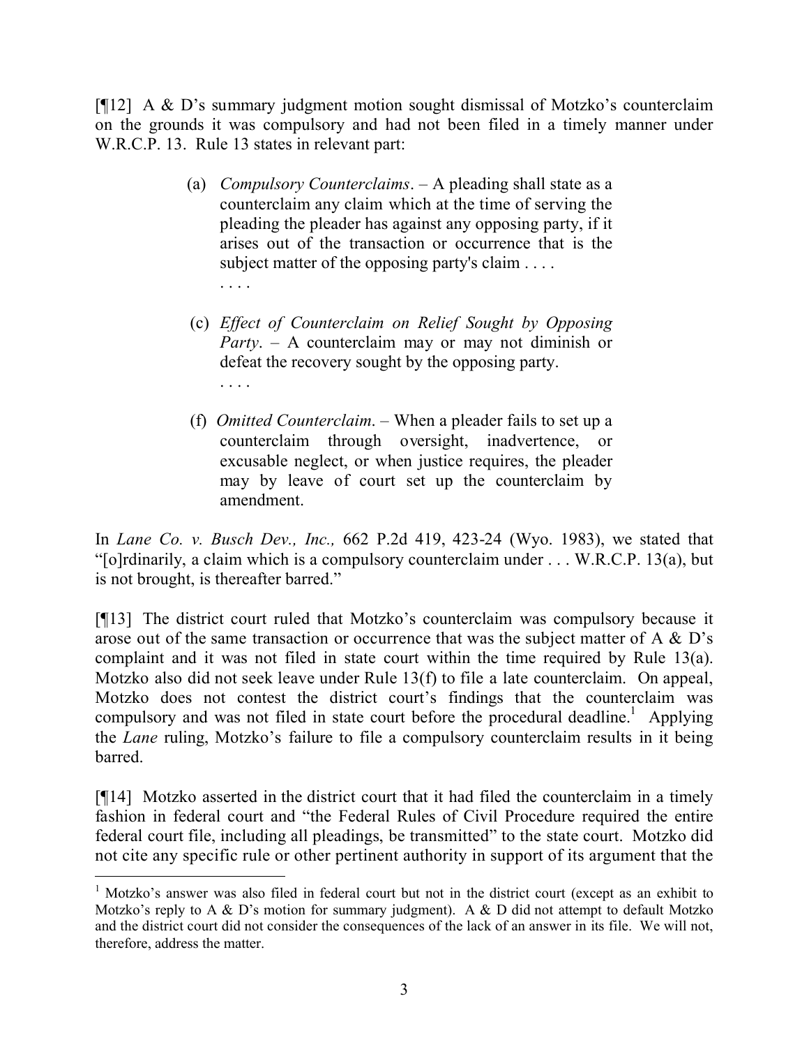[¶12] A & D's summary judgment motion sought dismissal of Motzko's counterclaim on the grounds it was compulsory and had not been filed in a timely manner under W.R.C.P. 13. Rule 13 states in relevant part:

> (a) *Compulsory Counterclaims*. – A pleading shall state as a counterclaim any claim which at the time of serving the pleading the pleader has against any opposing party, if it arises out of the transaction or occurrence that is the subject matter of the opposing party's claim . . . .
>
> . . . .
>
> (c) *Effect of Counterclaim on Relief Sought by Opposing Party*. – A counterclaim may or may not diminish or defeat the recovery sought by the opposing party.
>
> . . . .
>
> (f) *Omitted Counterclaim*. – When a pleader fails to set up a counterclaim through oversight, inadvertence, or excusable neglect, or when justice requires, the pleader may by leave of court set up the counterclaim by amendment.

In *Lane Co. v. Busch Dev., Inc.,* 662 P.2d 419, 423-24 (Wyo. 1983), we stated that "[o]rdinarily, a claim which is a compulsory counterclaim under . . . W.R.C.P. 13(a), but is not brought, is thereafter barred."

[¶13] The district court ruled that Motzko's counterclaim was compulsory because it arose out of the same transaction or occurrence that was the subject matter of A & D's complaint and it was not filed in state court within the time required by Rule 13(a). Motzko also did not seek leave under Rule 13(f) to file a late counterclaim. On appeal, Motzko does not contest the district court's findings that the counterclaim was compulsory and was not filed in state court before the procedural deadline.[1] Applying the *Lane* ruling, Motzko's failure to file a compulsory counterclaim results in it being barred.

[¶14] Motzko asserted in the district court that it had filed the counterclaim in a timely fashion in federal court and "the Federal Rules of Civil Procedure required the entire federal court file, including all pleadings, be transmitted" to the state court. Motzko did not cite any specific rule or other pertinent authority in support of its argument that the

---

[1] Motzko's answer was also filed in federal court but not in the district court (except as an exhibit to Motzko's reply to A & D's motion for summary judgment). A & D did not attempt to default Motzko and the district court did not consider the consequences of the lack of an answer in its file. We will not, therefore, address the matter.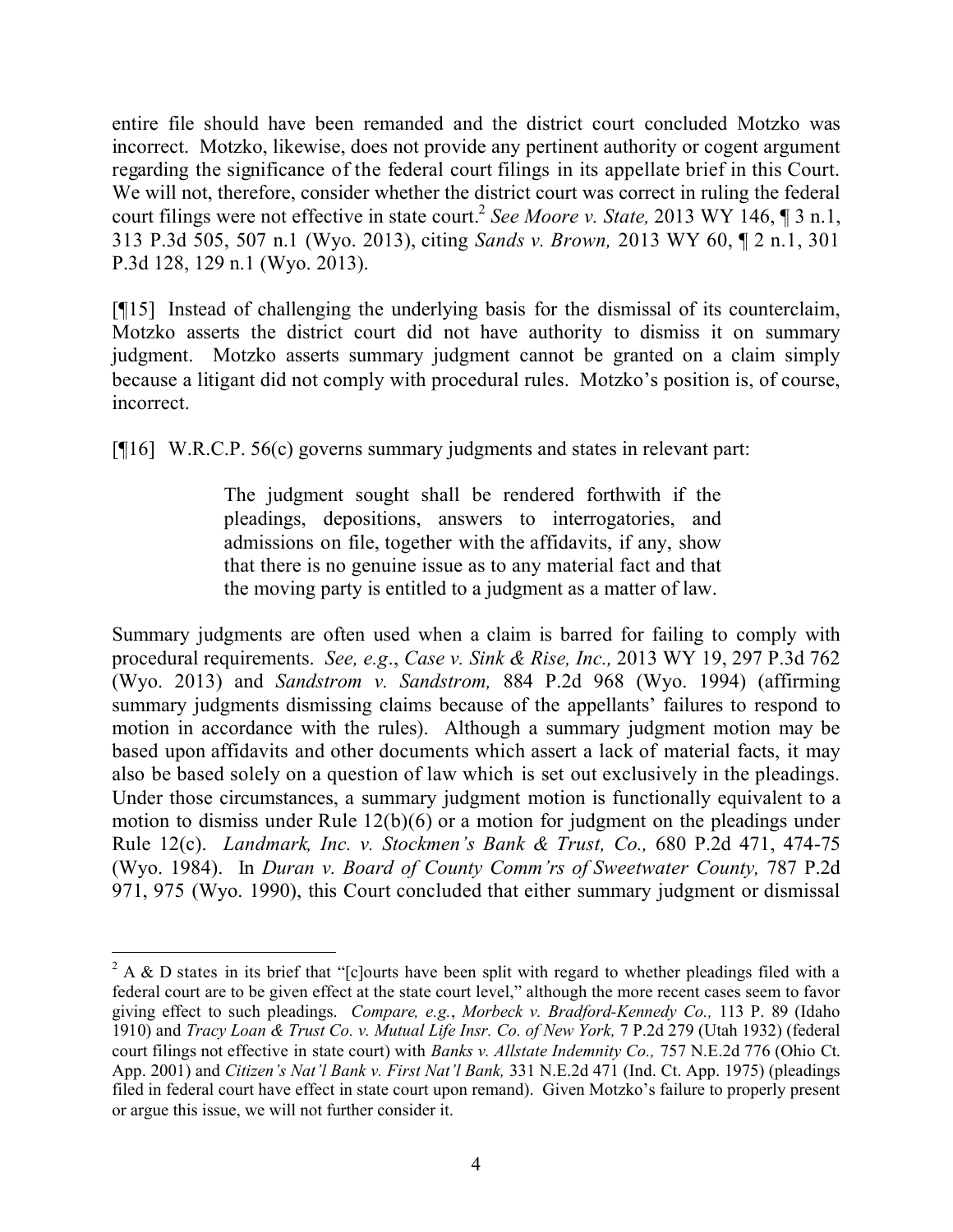entire file should have been remanded and the district court concluded Motzko was incorrect. Motzko, likewise, does not provide any pertinent authority or cogent argument regarding the significance of the federal court filings in its appellate brief in this Court. We will not, therefore, consider whether the district court was correct in ruling the federal court filings were not effective in state court.[2] *See Moore v. State,* 2013 WY 146, ¶ 3 n.1, 313 P.3d 505, 507 n.1 (Wyo. 2013), citing *Sands v. Brown,* 2013 WY 60, ¶ 2 n.1, 301 P.3d 128, 129 n.1 (Wyo. 2013).

[¶15] Instead of challenging the underlying basis for the dismissal of its counterclaim, Motzko asserts the district court did not have authority to dismiss it on summary judgment. Motzko asserts summary judgment cannot be granted on a claim simply because a litigant did not comply with procedural rules. Motzko's position is, of course, incorrect.

[¶16] W.R.C.P. 56(c) governs summary judgments and states in relevant part:

> The judgment sought shall be rendered forthwith if the pleadings, depositions, answers to interrogatories, and admissions on file, together with the affidavits, if any, show that there is no genuine issue as to any material fact and that the moving party is entitled to a judgment as a matter of law.

Summary judgments are often used when a claim is barred for failing to comply with procedural requirements. *See, e.g.*, *Case v. Sink & Rise, Inc.,* 2013 WY 19, 297 P.3d 762 (Wyo. 2013) and *Sandstrom v. Sandstrom,* 884 P.2d 968 (Wyo. 1994) (affirming summary judgments dismissing claims because of the appellants' failures to respond to motion in accordance with the rules). Although a summary judgment motion may be based upon affidavits and other documents which assert a lack of material facts, it may also be based solely on a question of law which is set out exclusively in the pleadings. Under those circumstances, a summary judgment motion is functionally equivalent to a motion to dismiss under Rule 12(b)(6) or a motion for judgment on the pleadings under Rule 12(c). *Landmark, Inc. v. Stockmen's Bank & Trust, Co.,* 680 P.2d 471, 474-75 (Wyo. 1984). In *Duran v. Board of County Comm'rs of Sweetwater County,* 787 P.2d 971, 975 (Wyo. 1990), this Court concluded that either summary judgment or dismissal

---

[2] A & D states in its brief that "[c]ourts have been split with regard to whether pleadings filed with a federal court are to be given effect at the state court level," although the more recent cases seem to favor giving effect to such pleadings. *Compare, e.g.*, *Morbeck v. Bradford-Kennedy Co.,* 113 P. 89 (Idaho 1910) and *Tracy Loan & Trust Co. v. Mutual Life Insr. Co. of New York,* 7 P.2d 279 (Utah 1932) (federal court filings not effective in state court) with *Banks v. Allstate Indemnity Co.,* 757 N.E.2d 776 (Ohio Ct. App. 2001) and *Citizen's Nat'l Bank v. First Nat'l Bank,* 331 N.E.2d 471 (Ind. Ct. App. 1975) (pleadings filed in federal court have effect in state court upon remand). Given Motzko's failure to properly present or argue this issue, we will not further consider it.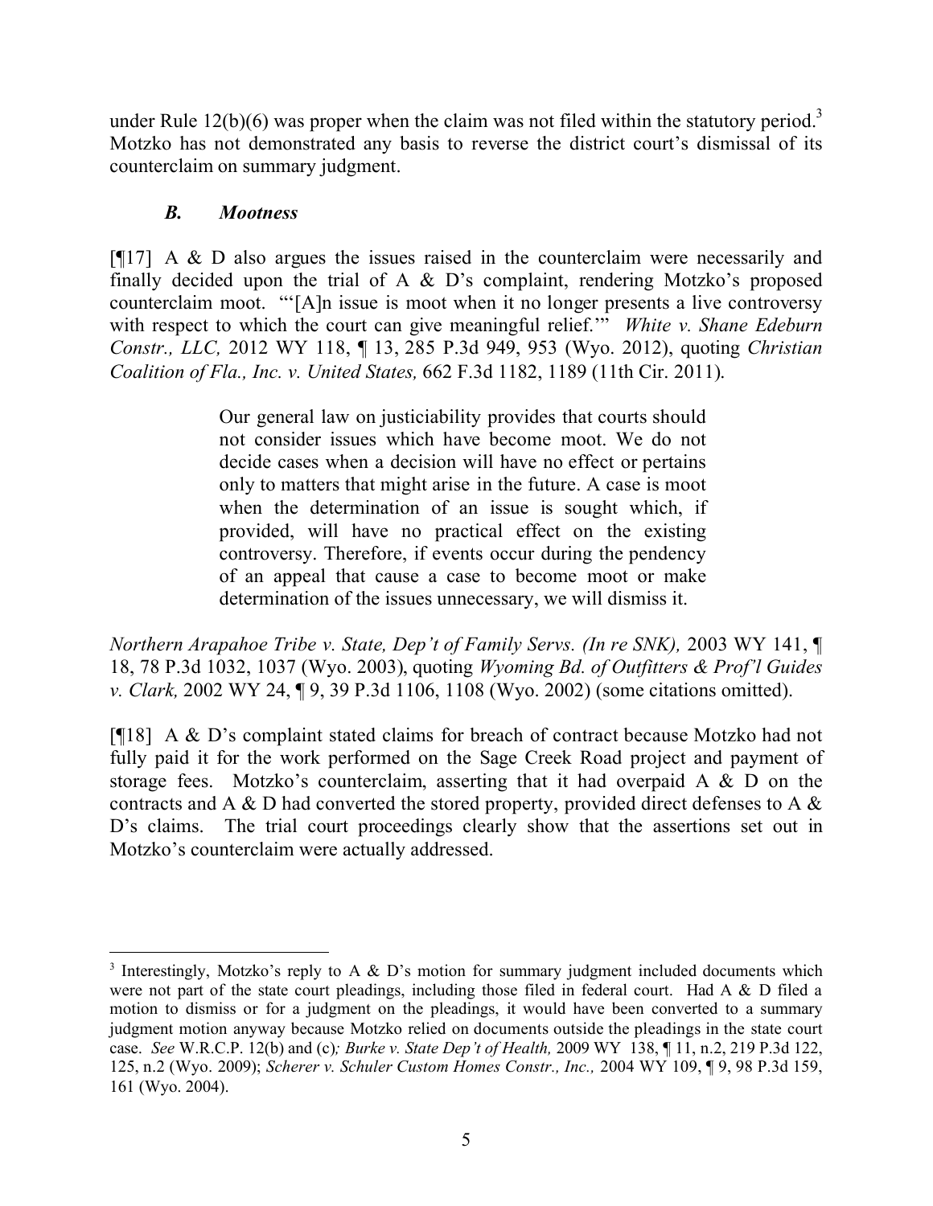under Rule 12(b)(6) was proper when the claim was not filed within the statutory period.[3] Motzko has not demonstrated any basis to reverse the district court's dismissal of its counterclaim on summary judgment.

### *B. Mootness*

[¶17] A & D also argues the issues raised in the counterclaim were necessarily and finally decided upon the trial of A & D's complaint, rendering Motzko's proposed counterclaim moot. "'[A]n issue is moot when it no longer presents a live controversy with respect to which the court can give meaningful relief.'" *White v. Shane Edeburn Constr., LLC,* 2012 WY 118, ¶ 13, 285 P.3d 949, 953 (Wyo. 2012), quoting *Christian Coalition of Fla., Inc. v. United States,* 662 F.3d 1182, 1189 (11th Cir. 2011).

> Our general law on justiciability provides that courts should not consider issues which have become moot. We do not decide cases when a decision will have no effect or pertains only to matters that might arise in the future. A case is moot when the determination of an issue is sought which, if provided, will have no practical effect on the existing controversy. Therefore, if events occur during the pendency of an appeal that cause a case to become moot or make determination of the issues unnecessary, we will dismiss it.

*Northern Arapahoe Tribe v. State, Dep't of Family Servs. (In re SNK),* 2003 WY 141, ¶ 18, 78 P.3d 1032, 1037 (Wyo. 2003), quoting *Wyoming Bd. of Outfitters & Prof'l Guides v. Clark,* 2002 WY 24, ¶ 9, 39 P.3d 1106, 1108 (Wyo. 2002) (some citations omitted).

[¶18] A & D's complaint stated claims for breach of contract because Motzko had not fully paid it for the work performed on the Sage Creek Road project and payment of storage fees. Motzko's counterclaim, asserting that it had overpaid A & D on the contracts and A & D had converted the stored property, provided direct defenses to A & D's claims. The trial court proceedings clearly show that the assertions set out in Motzko's counterclaim were actually addressed.

---

[3] Interestingly, Motzko's reply to A & D's motion for summary judgment included documents which were not part of the state court pleadings, including those filed in federal court. Had A & D filed a motion to dismiss or for a judgment on the pleadings, it would have been converted to a summary judgment motion anyway because Motzko relied on documents outside the pleadings in the state court case. *See* W.R.C.P. 12(b) and (c)*; Burke v. State Dep't of Health,* 2009 WY 138, ¶ 11, n.2, 219 P.3d 122, 125, n.2 (Wyo. 2009); *Scherer v. Schuler Custom Homes Constr., Inc.,* 2004 WY 109, ¶ 9, 98 P.3d 159, 161 (Wyo. 2004).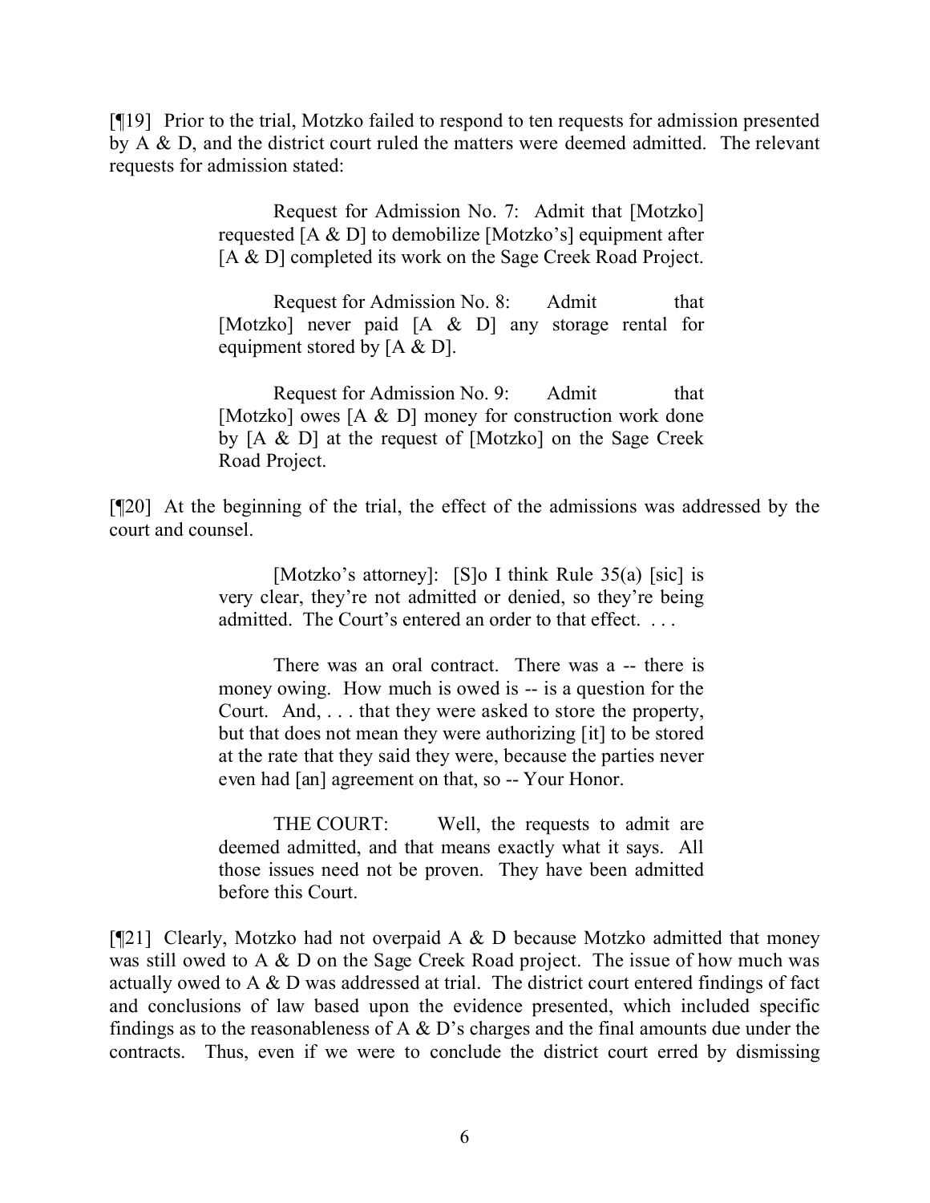[¶19] Prior to the trial, Motzko failed to respond to ten requests for admission presented by A & D, and the district court ruled the matters were deemed admitted. The relevant requests for admission stated:

> Request for Admission No. 7: Admit that [Motzko] requested [A & D] to demobilize [Motzko's] equipment after [A & D] completed its work on the Sage Creek Road Project.
>
> Request for Admission No. 8: Admit that [Motzko] never paid [A & D] any storage rental for equipment stored by [A & D].
>
> Request for Admission No. 9: Admit that [Motzko] owes [A & D] money for construction work done by [A & D] at the request of [Motzko] on the Sage Creek Road Project.

[¶20] At the beginning of the trial, the effect of the admissions was addressed by the court and counsel.

> [Motzko's attorney]: [S]o I think Rule 35(a) [sic] is very clear, they're not admitted or denied, so they're being admitted. The Court's entered an order to that effect. . . .
>
> There was an oral contract. There was a -- there is money owing. How much is owed is -- is a question for the Court. And, . . . that they were asked to store the property, but that does not mean they were authorizing [it] to be stored at the rate that they said they were, because the parties never even had [an] agreement on that, so -- Your Honor.
>
> THE COURT: Well, the requests to admit are deemed admitted, and that means exactly what it says. All those issues need not be proven. They have been admitted before this Court.

[¶21] Clearly, Motzko had not overpaid A & D because Motzko admitted that money was still owed to A & D on the Sage Creek Road project. The issue of how much was actually owed to A & D was addressed at trial. The district court entered findings of fact and conclusions of law based upon the evidence presented, which included specific findings as to the reasonableness of A & D's charges and the final amounts due under the contracts. Thus, even if we were to conclude the district court erred by dismissing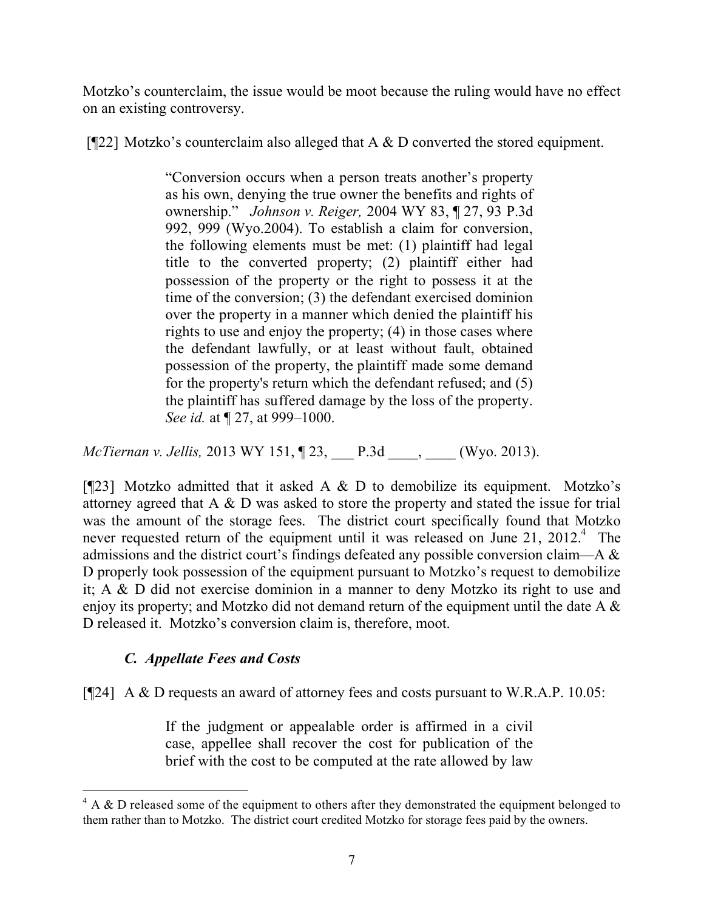Motzko's counterclaim, the issue would be moot because the ruling would have no effect on an existing controversy.

[¶22] Motzko's counterclaim also alleged that A & D converted the stored equipment.

> "Conversion occurs when a person treats another's property as his own, denying the true owner the benefits and rights of ownership." *Johnson v. Reiger,* 2004 WY 83, ¶ 27, 93 P.3d 992, 999 (Wyo.2004). To establish a claim for conversion, the following elements must be met: (1) plaintiff had legal title to the converted property; (2) plaintiff either had possession of the property or the right to possess it at the time of the conversion; (3) the defendant exercised dominion over the property in a manner which denied the plaintiff his rights to use and enjoy the property; (4) in those cases where the defendant lawfully, or at least without fault, obtained possession of the property, the plaintiff made some demand for the property's return which the defendant refused; and (5) the plaintiff has suffered damage by the loss of the property. *See id.* at ¶ 27, at 999–1000.

*McTiernan v. Jellis,* 2013 WY 151, ¶ 23, ___ P.3d ____, ____ (Wyo. 2013).

[¶23] Motzko admitted that it asked A & D to demobilize its equipment. Motzko's attorney agreed that A & D was asked to store the property and stated the issue for trial was the amount of the storage fees. The district court specifically found that Motzko never requested return of the equipment until it was released on June 21, 2012.[4] The admissions and the district court's findings defeated any possible conversion claim—A & D properly took possession of the equipment pursuant to Motzko's request to demobilize it; A & D did not exercise dominion in a manner to deny Motzko its right to use and enjoy its property; and Motzko did not demand return of the equipment until the date A & D released it. Motzko's conversion claim is, therefore, moot.

### *C. Appellate Fees and Costs*

[¶24] A & D requests an award of attorney fees and costs pursuant to W.R.A.P. 10.05:

> If the judgment or appealable order is affirmed in a civil case, appellee shall recover the cost for publication of the brief with the cost to be computed at the rate allowed by law

---

[4] A & D released some of the equipment to others after they demonstrated the equipment belonged to them rather than to Motzko. The district court credited Motzko for storage fees paid by the owners.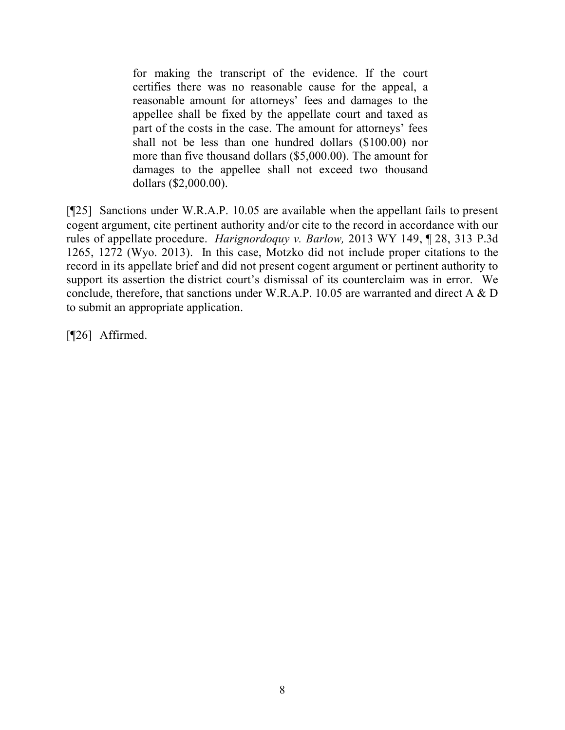> for making the transcript of the evidence. If the court certifies there was no reasonable cause for the appeal, a reasonable amount for attorneys' fees and damages to the appellee shall be fixed by the appellate court and taxed as part of the costs in the case. The amount for attorneys' fees shall not be less than one hundred dollars ($100.00) nor more than five thousand dollars ($5,000.00). The amount for damages to the appellee shall not exceed two thousand dollars ($2,000.00).

[¶25] Sanctions under W.R.A.P. 10.05 are available when the appellant fails to present cogent argument, cite pertinent authority and/or cite to the record in accordance with our rules of appellate procedure. *Harignordoquy v. Barlow,* 2013 WY 149, ¶ 28, 313 P.3d 1265, 1272 (Wyo. 2013). In this case, Motzko did not include proper citations to the record in its appellate brief and did not present cogent argument or pertinent authority to support its assertion the district court's dismissal of its counterclaim was in error. We conclude, therefore, that sanctions under W.R.A.P. 10.05 are warranted and direct A & D to submit an appropriate application.

[¶26] Affirmed.